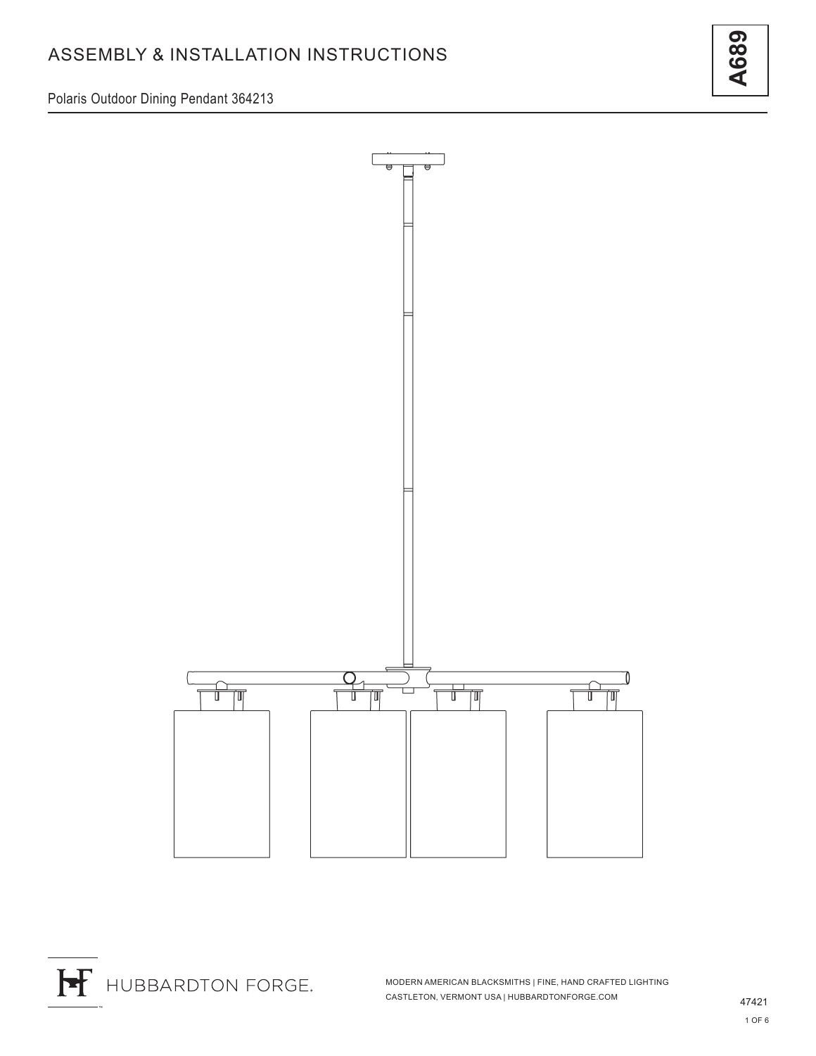# ASSEMBLY & INSTALLATION INSTRUCTIONS

**A689**

Polaris Outdoor Dining Pendant 364213

HUBBARDTON FORGE.

MODERN AMERICAN BLACKSMITHS | FINE, HAND CRAFTED LIGHTING
CASTLETON, VERMONT USA | HUBBARDTONFORGE.COM

47421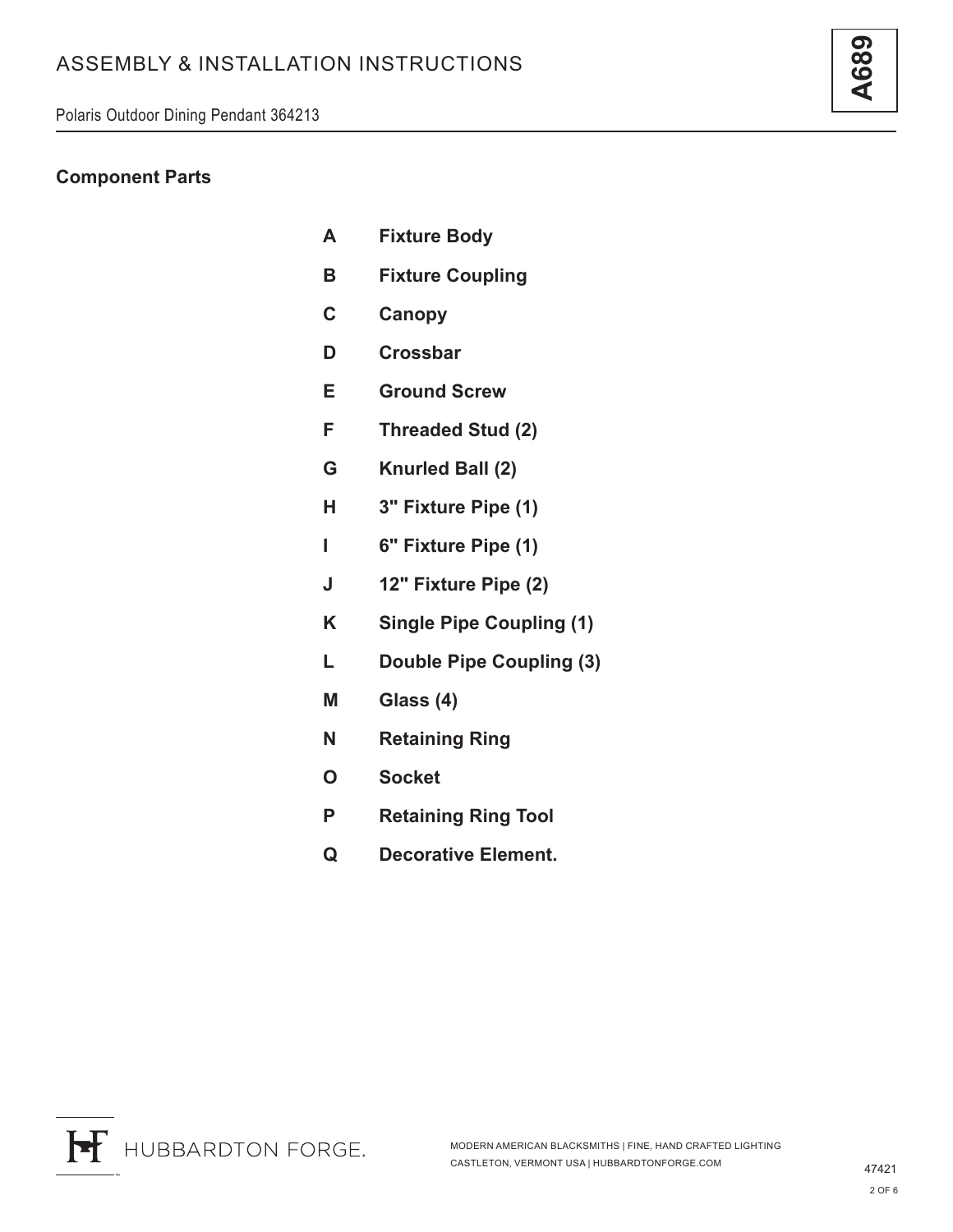## Component Parts

| | |
|---|---|
| **A** | **Fixture Body** |
| **B** | **Fixture Coupling** |
| **C** | **Canopy** |
| **D** | **Crossbar** |
| **E** | **Ground Screw** |
| **F** | **Threaded Stud (2)** |
| **G** | **Knurled Ball (2)** |
| **H** | **3" Fixture Pipe (1)** |
| **I** | **6" Fixture Pipe (1)** |
| **J** | **12" Fixture Pipe (2)** |
| **K** | **Single Pipe Coupling (1)** |
| **L** | **Double Pipe Coupling (3)** |
| **M** | **Glass (4)** |
| **N** | **Retaining Ring** |
| **O** | **Socket** |
| **P** | **Retaining Ring Tool** |
| **Q** | **Decorative Element.** |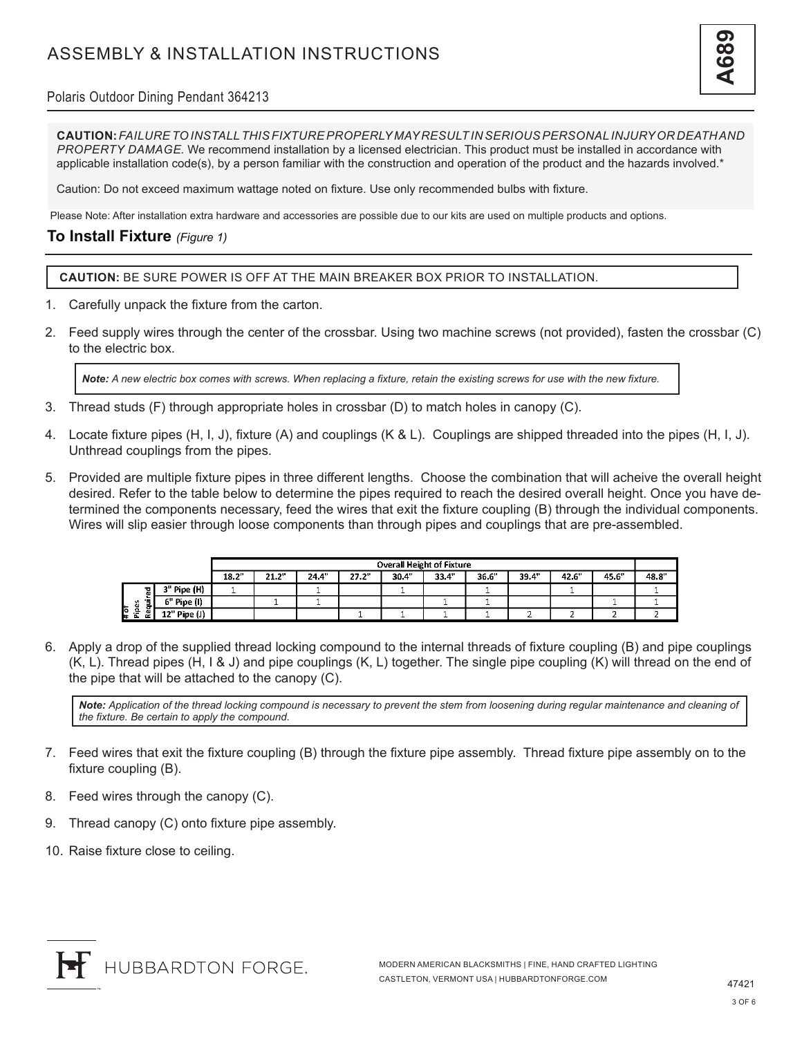# ASSEMBLY & INSTALLATION INSTRUCTIONS

Polaris Outdoor Dining Pendant 364213

**CAUTION:** *FAILURE TO INSTALL THIS FIXTURE PROPERLY MAY RESULT IN SERIOUS PERSONAL INJURY OR DEATH AND PROPERTY DAMAGE.* We recommend installation by a licensed electrician. This product must be installed in accordance with applicable installation code(s), by a person familiar with the construction and operation of the product and the hazards involved.*

Caution: Do not exceed maximum wattage noted on fixture. Use only recommended bulbs with fixture.

Please Note: After installation extra hardware and accessories are possible due to our kits are used on multiple products and options.

## To Install Fixture *(Figure 1)*

**CAUTION:** BE SURE POWER IS OFF AT THE MAIN BREAKER BOX PRIOR TO INSTALLATION.

1. Carefully unpack the fixture from the carton.
2. Feed supply wires through the center of the crossbar. Using two machine screws (not provided), fasten the crossbar (C) to the electric box.

   ***Note:*** *A new electric box comes with screws. When replacing a fixture, retain the existing screws for use with the new fixture.*

3. Thread studs (F) through appropriate holes in crossbar (D) to match holes in canopy (C).
4. Locate fixture pipes (H, I, J), fixture (A) and couplings (K & L). Couplings are shipped threaded into the pipes (H, I, J). Unthread couplings from the pipes.
5. Provided are multiple fixture pipes in three different lengths. Choose the combination that will acheive the overall height desired. Refer to the table below to determine the pipes required to reach the desired overall height. Once you have determined the components necessary, feed the wires that exit the fixture coupling (B) through the individual components. Wires will slip easier through loose components than through pipes and couplings that are pre-assembled.

| # of Pipes Required | Overall Height of Fixture | | | | | | | | | | |
|---|---|---|---|---|---|---|---|---|---|---|---|
| | 18.2" | 21.2" | 24.4" | 27.2" | 30.4" | 33.4" | 36.6" | 39.4" | 42.6" | 45.6" | 48.8" |
| 3" Pipe (H) | 1 | | 1 | | 1 | | 1 | | 1 | | 1 |
| 6" Pipe (I) | | 1 | 1 | | | 1 | 1 | | | 1 | 1 |
| 12" Pipe (J) | | | | 1 | 1 | 1 | 1 | 2 | 2 | 2 | 2 |

6. Apply a drop of the supplied thread locking compound to the internal threads of fixture coupling (B) and pipe couplings (K, L). Thread pipes (H, I & J) and pipe couplings (K, L) together. The single pipe coupling (K) will thread on the end of the pipe that will be attached to the canopy (C).

   ***Note:*** *Application of the thread locking compound is necessary to prevent the stem from loosening during regular maintenance and cleaning of the fixture. Be certain to apply the compound.*

7. Feed wires that exit the fixture coupling (B) through the fixture pipe assembly. Thread fixture pipe assembly on to the fixture coupling (B).
8. Feed wires through the canopy (C).
9. Thread canopy (C) onto fixture pipe assembly.
10. Raise fixture close to ceiling.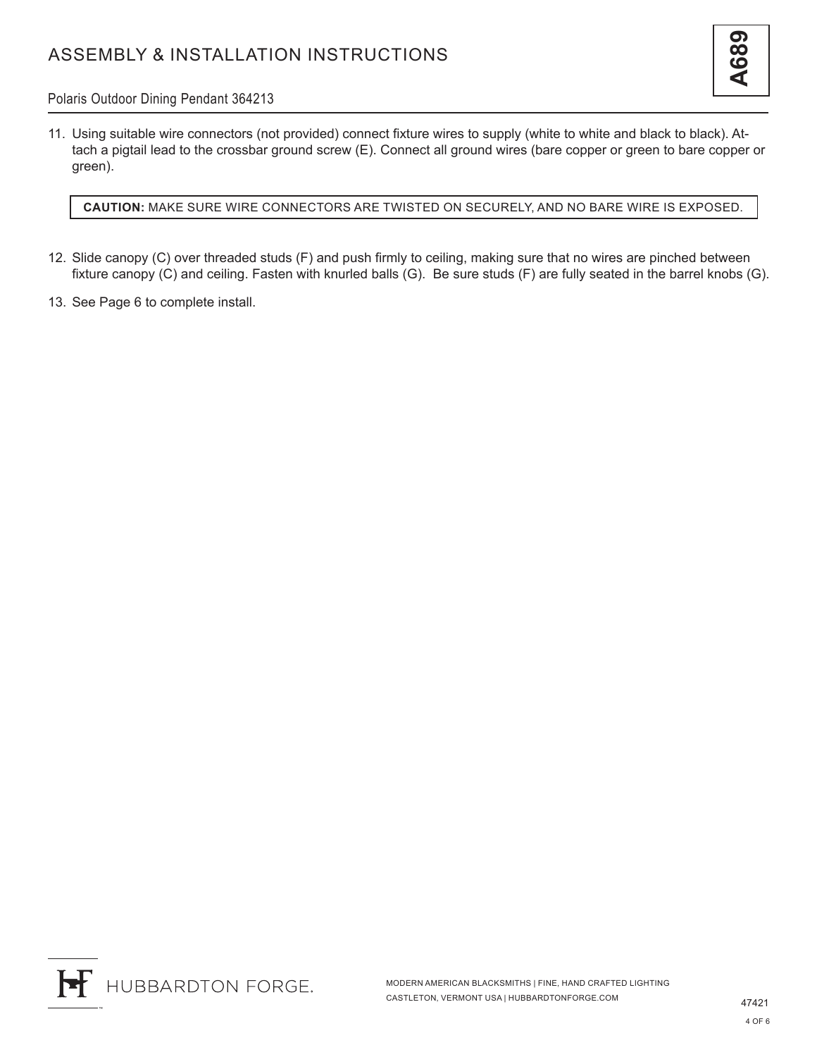11. Using suitable wire connectors (not provided) connect fixture wires to supply (white to white and black to black). Attach a pigtail lead to the crossbar ground screw (E). Connect all ground wires (bare copper or green to bare copper or green).

**CAUTION:** MAKE SURE WIRE CONNECTORS ARE TWISTED ON SECURELY, AND NO BARE WIRE IS EXPOSED.

12. Slide canopy (C) over threaded studs (F) and push firmly to ceiling, making sure that no wires are pinched between fixture canopy (C) and ceiling. Fasten with knurled balls (G). Be sure studs (F) are fully seated in the barrel knobs (G).

13. See Page 6 to complete install.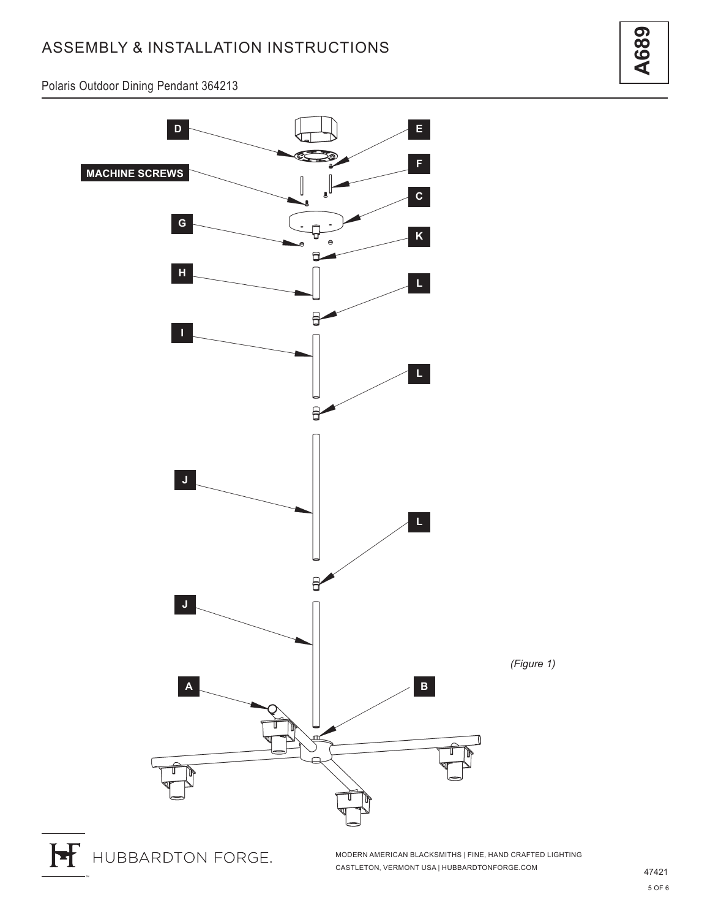# ASSEMBLY & INSTALLATION INSTRUCTIONS

A689

Polaris Outdoor Dining Pendant 364213

D

E

F

MACHINE SCREWS

C

G

K

H

L

I

L

J

L

J

*(Figure 1)*

A

B

HUBBARDTON FORGE.

MODERN AMERICAN BLACKSMITHS | FINE, HAND CRAFTED LIGHTING
CASTLETON, VERMONT USA | HUBBARDTONFORGE.COM

47421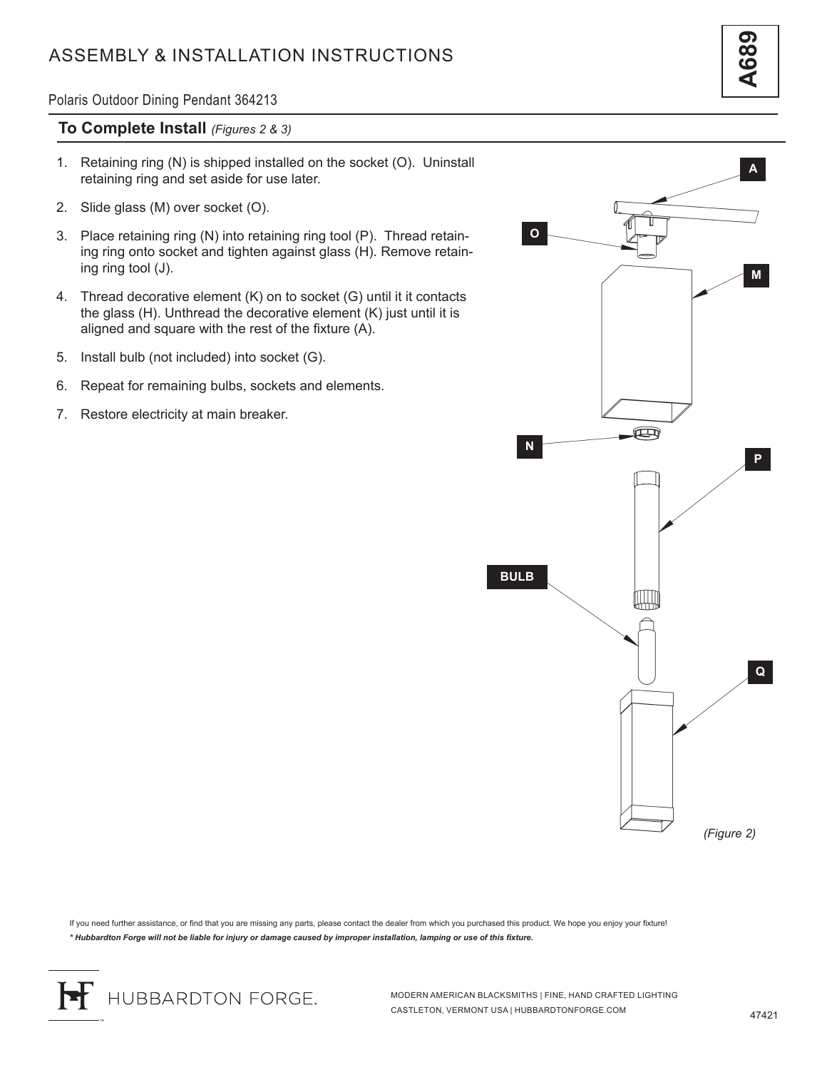# ASSEMBLY & INSTALLATION INSTRUCTIONS

A689

Polaris Outdoor Dining Pendant 364213

## To Complete Install *(Figures 2 & 3)*

1. Retaining ring (N) is shipped installed on the socket (O). Uninstall retaining ring and set aside for use later.
2. Slide glass (M) over socket (O).
3. Place retaining ring (N) into retaining ring tool (P). Thread retaining ring onto socket and tighten against glass (H). Remove retaining ring tool (J).
4. Thread decorative element (K) on to socket (G) until it it contacts the glass (H). Unthread the decorative element (K) just until it is aligned and square with the rest of the fixture (A).
5. Install bulb (not included) into socket (G).
6. Repeat for remaining bulbs, sockets and elements.
7. Restore electricity at main breaker.

A

O

M

N

P

BULB

Q

*(Figure 2)*

If you need further assistance, or find that you are missing any parts, please contact the dealer from which you purchased this product. We hope you enjoy your fixture!

***\* Hubbardton Forge will not be liable for injury or damage caused by improper installation, lamping or use of this fixture.***

HUBBARDTON FORGE.

MODERN AMERICAN BLACKSMITHS | FINE, HAND CRAFTED LIGHTING
CASTLETON, VERMONT USA | HUBBARDTONFORGE.COM

47421